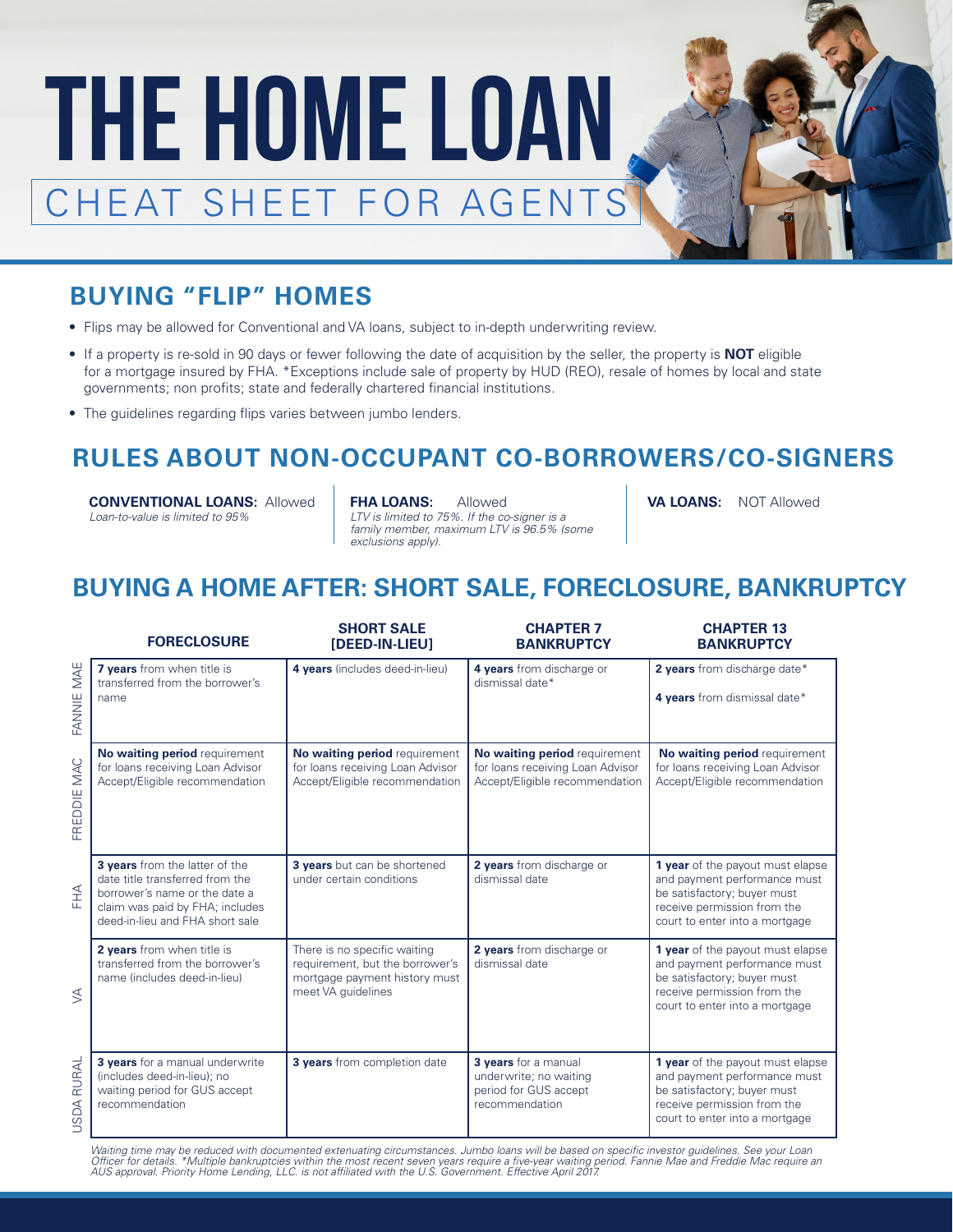# THE HOME LOAN

## CHEAT SHEET FOR AGENTS

## BUYING "FLIP" HOMES

- Flips may be allowed for Conventional and VA loans, subject to in-depth underwriting review.
- If a property is re-sold in 90 days or fewer following the date of acquisition by the seller, the property is **NOT** eligible for a mortgage insured by FHA. *Exceptions include sale of property by HUD (REO), resale of homes by local and state governments; non profits; state and federally chartered financial institutions.
- The guidelines regarding flips varies between jumbo lenders.

## RULES ABOUT NON-OCCUPANT CO-BORROWERS/CO-SIGNERS

**CONVENTIONAL LOANS:** Allowed
*Loan-to-value is limited to 95%*

**FHA LOANS:** Allowed
*LTV is limited to 75%. If the co-signer is a family member, maximum LTV is 96.5% (some exclusions apply).*

**VA LOANS:** NOT Allowed

## BUYING A HOME AFTER: SHORT SALE, FORECLOSURE, BANKRUPTCY

| | FORECLOSURE | SHORT SALE [DEED-IN-LIEU] | CHAPTER 7 BANKRUPTCY | CHAPTER 13 BANKRUPTCY |
|---|---|---|---|---|
| FANNIE MAE | **7 years** from when title is transferred from the borrower's name | **4 years** (includes deed-in-lieu) | **4 years** from discharge or dismissal date* | **2 years** from discharge date*<br>**4 years** from dismissal date* |
| FREDDIE MAC | **No waiting period** requirement for loans receiving Loan Advisor Accept/Eligible recommendation | **No waiting period** requirement for loans receiving Loan Advisor Accept/Eligible recommendation | **No waiting period** requirement for loans receiving Loan Advisor Accept/Eligible recommendation | **No waiting period** requirement for loans receiving Loan Advisor Accept/Eligible recommendation |
| FHA | **3 years** from the latter of the date title transferred from the borrower's name or the date a claim was paid by FHA; includes deed-in-lieu and FHA short sale | **3 years** but can be shortened under certain conditions | **2 years** from discharge or dismissal date | **1 year** of the payout must elapse and payment performance must be satisfactory; buyer must receive permission from the court to enter into a mortgage |
| VA | **2 years** from when title is transferred from the borrower's name (includes deed-in-lieu) | There is no specific waiting requirement, but the borrower's mortgage payment history must meet VA guidelines | **2 years** from discharge or dismissal date | **1 year** of the payout must elapse and payment performance must be satisfactory; buyer must receive permission from the court to enter into a mortgage |
| USDA RURAL | **3 years** for a manual underwrite (includes deed-in-lieu); no waiting period for GUS accept recommendation | **3 years** from completion date | **3 years** for a manual underwrite; no waiting period for GUS accept recommendation | **1 year** of the payout must elapse and payment performance must be satisfactory; buyer must receive permission from the court to enter into a mortgage |

*Waiting time may be reduced with documented extenuating circumstances. Jumbo loans will be based on specific investor guidelines. See your Loan Officer for details. *Multiple bankruptcies within the most recent seven years require a five-year waiting period. Fannie Mae and Freddie Mac require an AUS approval. Priority Home Lending, LLC. is not affiliated with the U.S. Government. Effective April 2017.*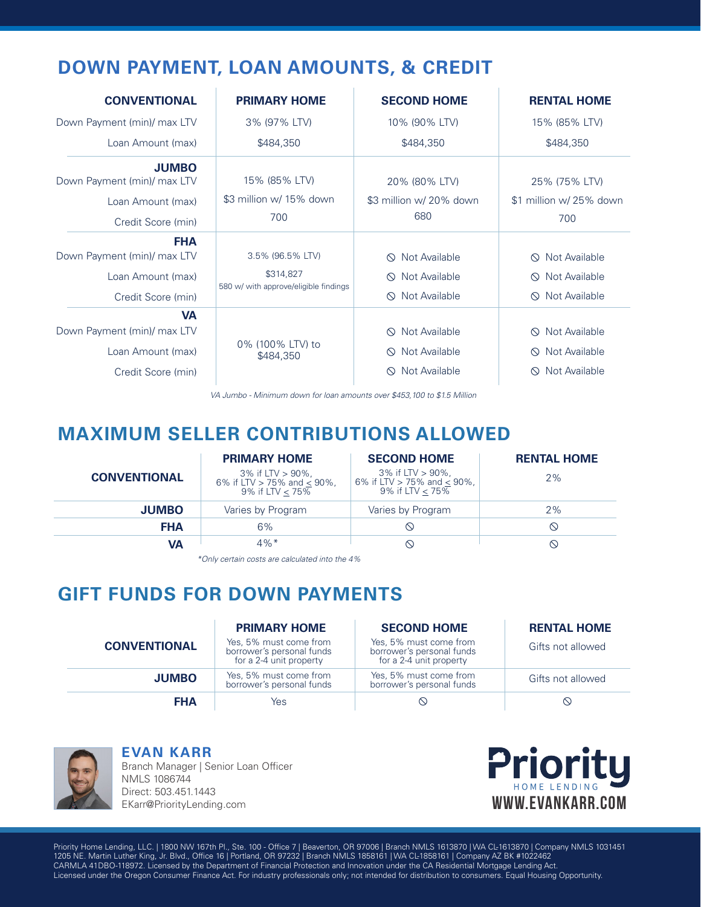## DOWN PAYMENT, LOAN AMOUNTS, & CREDIT

| CONVENTIONAL | PRIMARY HOME | SECOND HOME | RENTAL HOME |
|---|---|---|---|
| Down Payment (min)/ max LTV | 3% (97% LTV) | 10% (90% LTV) | 15% (85% LTV) |
| Loan Amount (max) | $484,350 | $484,350 | $484,350 |
| **JUMBO** | | | |
| Down Payment (min)/ max LTV | 15% (85% LTV) | 20% (80% LTV) | 25% (75% LTV) |
| Loan Amount (max) | $3 million w/ 15% down | $3 million w/ 20% down | $1 million w/ 25% down |
| Credit Score (min) | 700 | 680 | 700 |
| **FHA** | | | |
| Down Payment (min)/ max LTV | 3.5% (96.5% LTV) | ⦸ Not Available | ⦸ Not Available |
| Loan Amount (max) | $314,827 | ⦸ Not Available | ⦸ Not Available |
| Credit Score (min) | 580 w/ with approve/eligible findings | ⦸ Not Available | ⦸ Not Available |
| **VA** | | | |
| Down Payment (min)/ max LTV | 0% (100% LTV) to $484,350 | ⦸ Not Available | ⦸ Not Available |
| Loan Amount (max) | | ⦸ Not Available | ⦸ Not Available |
| Credit Score (min) | | ⦸ Not Available | ⦸ Not Available |

*VA Jumbo - Minimum down for loan amounts over $453,100 to $1.5 Million*

## MAXIMUM SELLER CONTRIBUTIONS ALLOWED

| | PRIMARY HOME | SECOND HOME | RENTAL HOME |
|---|---|---|---|
| **CONVENTIONAL** | 3% if LTV > 90%, 6% if LTV > 75% and ≤ 90%, 9% if LTV ≤ 75% | 3% if LTV > 90%, 6% if LTV > 75% and ≤ 90%, 9% if LTV ≤ 75% | 2% |
| **JUMBO** | Varies by Program | Varies by Program | 2% |
| **FHA** | 6% | ⦸ | ⦸ |
| **VA** | 4%* | ⦸ | ⦸ |

*\*Only certain costs are calculated into the 4%*

## GIFT FUNDS FOR DOWN PAYMENTS

| | PRIMARY HOME | SECOND HOME | RENTAL HOME |
|---|---|---|---|
| **CONVENTIONAL** | Yes, 5% must come from borrower's personal funds for a 2-4 unit property | Yes, 5% must come from borrower's personal funds for a 2-4 unit property | Gifts not allowed |
| **JUMBO** | Yes, 5% must come from borrower's personal funds | Yes, 5% must come from borrower's personal funds | Gifts not allowed |
| **FHA** | Yes | ⦸ | ⦸ |

**EVAN KARR**
Branch Manager | Senior Loan Officer
NMLS 1086744
Direct: 503.451.1443
EKarr@PriorityLending.com

**Priority** HOME LENDING
**WWW.EVANKARR.COM**

Priority Home Lending, LLC. | 1800 NW 167th Pl., Ste. 100 - Office 7 | Beaverton, OR 97006 | Branch NMLS 1613870 | WA CL-1613870 | Company NMLS 1031451
1205 NE. Martin Luther King, Jr. Blvd., Office 16 | Portland, OR 97232 | Branch NMLS 1858161 | WA CL-1858161 | Company AZ BK #1022462
CARMLA 41DBO-118972. Licensed by the Department of Financial Protection and Innovation under the CA Residential Mortgage Lending Act.
Licensed under the Oregon Consumer Finance Act. For industry professionals only; not intended for distribution to consumers. Equal Housing Opportunity.